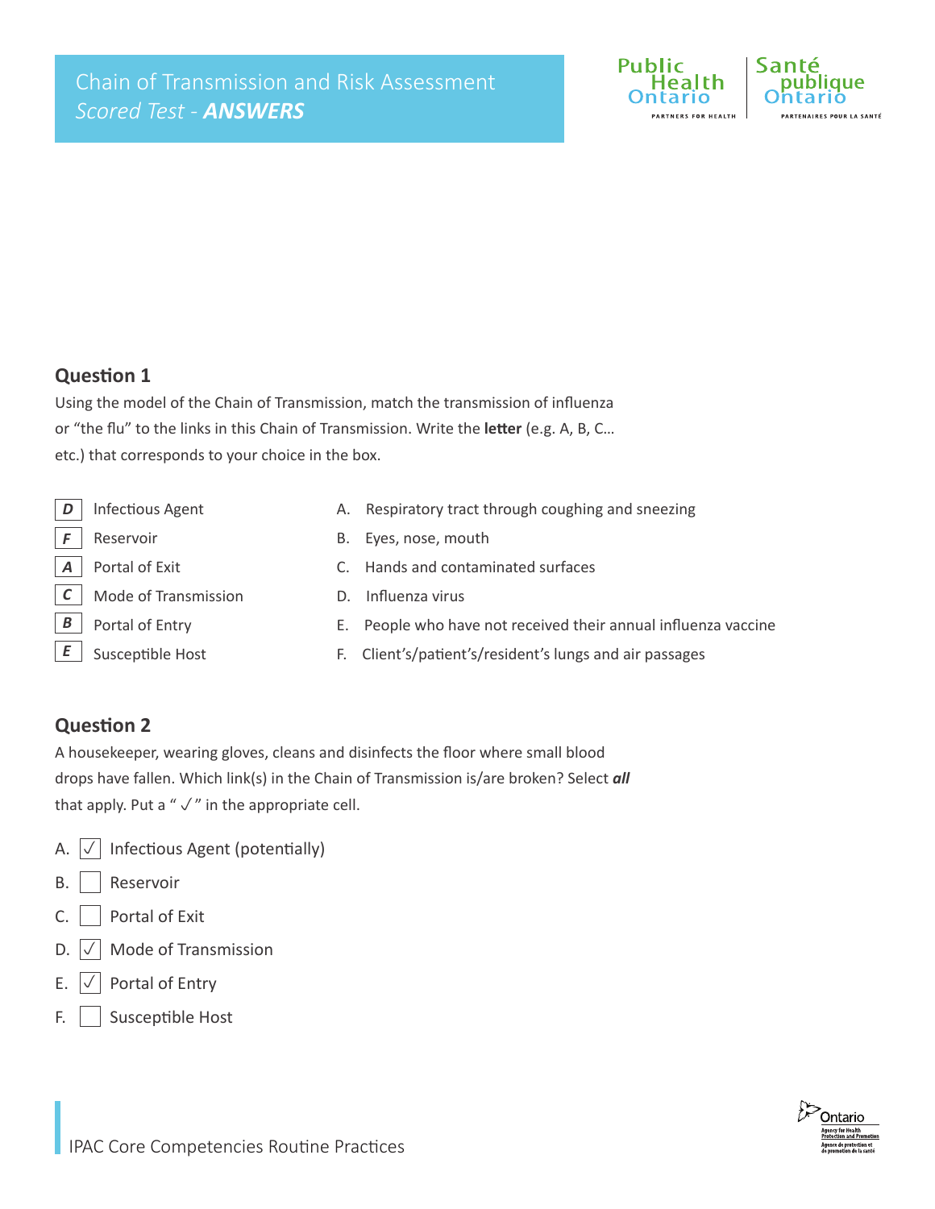# Chain of Transmission and Risk Assessment
*Scored Test - **ANSWERS***

## Question 1

Using the model of the Chain of Transmission, match the transmission of influenza or "the flu" to the links in this Chain of Transmission. Write the **letter** (e.g. A, B, C… etc.) that corresponds to your choice in the box.

| Answer | Link | | Option |
|---|---|---|---|
| ***D*** | Infectious Agent | A. | Respiratory tract through coughing and sneezing |
| ***F*** | Reservoir | B. | Eyes, nose, mouth |
| ***A*** | Portal of Exit | C. | Hands and contaminated surfaces |
| ***C*** | Mode of Transmission | D. | Influenza virus |
| ***B*** | Portal of Entry | E. | People who have not received their annual influenza vaccine |
| ***E*** | Susceptible Host | F. | Client's/patient's/resident's lungs and air passages |

## Question 2

A housekeeper, wearing gloves, cleans and disinfects the floor where small blood drops have fallen. Which link(s) in the Chain of Transmission is/are broken? Select ***all*** that apply. Put a " ✓ " in the appropriate cell.

- A. [✓] Infectious Agent (potentially)
- B. [ ] Reservoir
- C. [ ] Portal of Exit
- D. [✓] Mode of Transmission
- E. [✓] Portal of Entry
- F. [ ] Susceptible Host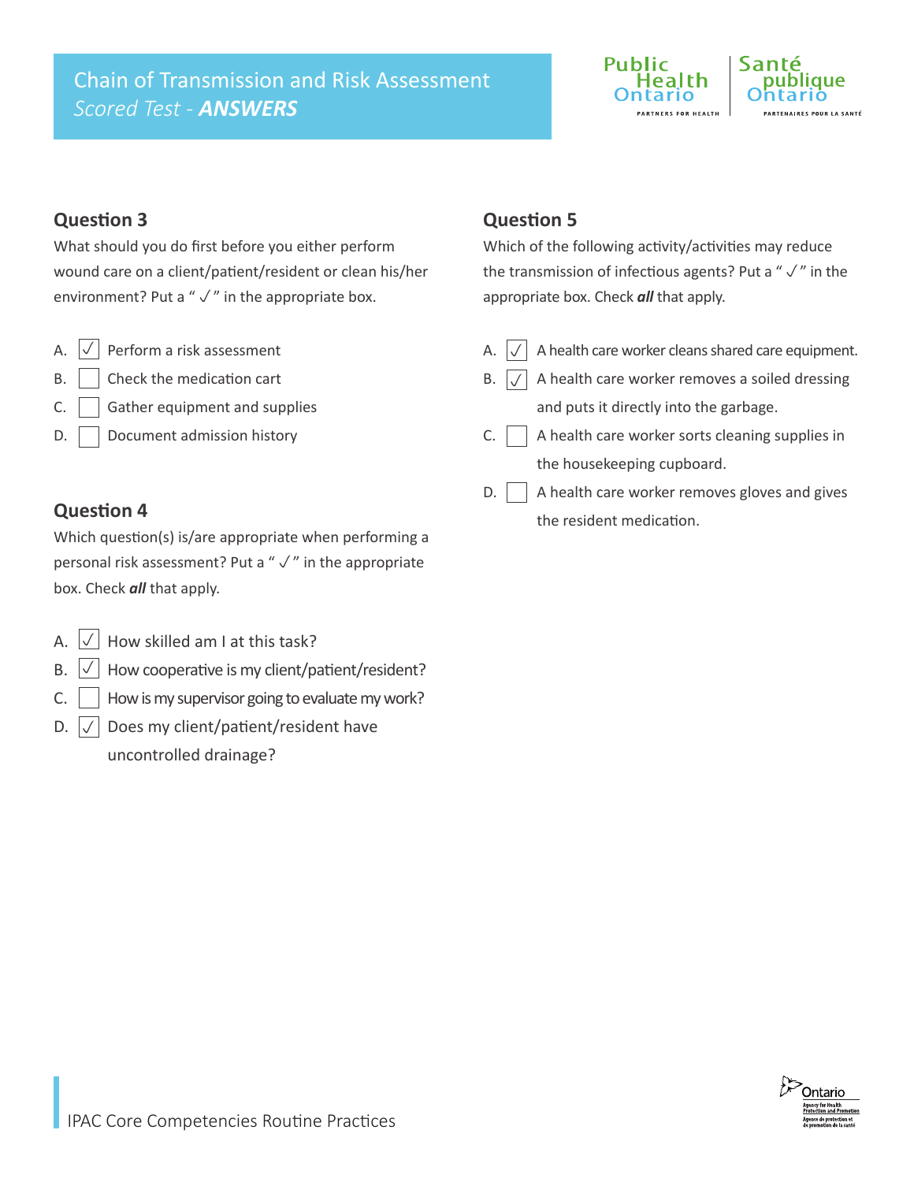# Chain of Transmission and Risk Assessment

*Scored Test - **ANSWERS***

## Question 3

What should you do first before you either perform wound care on a client/patient/resident or clean his/her environment? Put a " ✓ " in the appropriate box.

- A. [✓] Perform a risk assessment
- B. [ ] Check the medication cart
- C. [ ] Gather equipment and supplies
- D. [ ] Document admission history

## Question 4

Which question(s) is/are appropriate when performing a personal risk assessment? Put a " ✓ " in the appropriate box. Check ***all*** that apply.

- A. [✓] How skilled am I at this task?
- B. [✓] How cooperative is my client/patient/resident?
- C. [ ] How is my supervisor going to evaluate my work?
- D. [✓] Does my client/patient/resident have uncontrolled drainage?

## Question 5

Which of the following activity/activities may reduce the transmission of infectious agents? Put a " ✓ " in the appropriate box. Check ***all*** that apply.

- A. [✓] A health care worker cleans shared care equipment.
- B. [✓] A health care worker removes a soiled dressing and puts it directly into the garbage.
- C. [ ] A health care worker sorts cleaning supplies in the housekeeping cupboard.
- D. [ ] A health care worker removes gloves and gives the resident medication.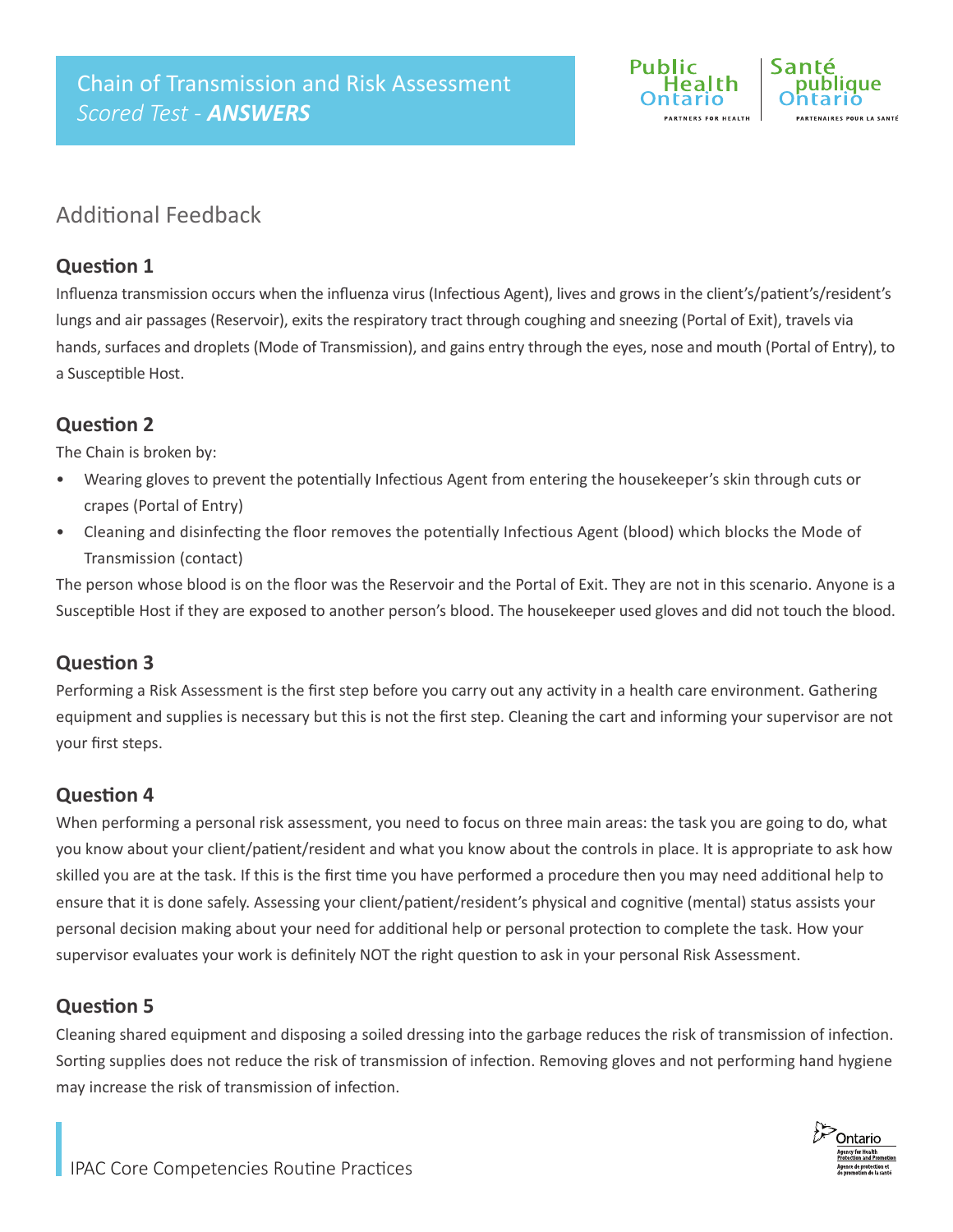# Chain of Transmission and Risk Assessment
*Scored Test - **ANSWERS***

## Additional Feedback

### Question 1

Influenza transmission occurs when the influenza virus (Infectious Agent), lives and grows in the client's/patient's/resident's lungs and air passages (Reservoir), exits the respiratory tract through coughing and sneezing (Portal of Exit), travels via hands, surfaces and droplets (Mode of Transmission), and gains entry through the eyes, nose and mouth (Portal of Entry), to a Susceptible Host.

### Question 2

The Chain is broken by:

- Wearing gloves to prevent the potentially Infectious Agent from entering the housekeeper's skin through cuts or crapes (Portal of Entry)
- Cleaning and disinfecting the floor removes the potentially Infectious Agent (blood) which blocks the Mode of Transmission (contact)

The person whose blood is on the floor was the Reservoir and the Portal of Exit. They are not in this scenario. Anyone is a Susceptible Host if they are exposed to another person's blood. The housekeeper used gloves and did not touch the blood.

### Question 3

Performing a Risk Assessment is the first step before you carry out any activity in a health care environment. Gathering equipment and supplies is necessary but this is not the first step. Cleaning the cart and informing your supervisor are not your first steps.

### Question 4

When performing a personal risk assessment, you need to focus on three main areas: the task you are going to do, what you know about your client/patient/resident and what you know about the controls in place. It is appropriate to ask how skilled you are at the task. If this is the first time you have performed a procedure then you may need additional help to ensure that it is done safely. Assessing your client/patient/resident's physical and cognitive (mental) status assists your personal decision making about your need for additional help or personal protection to complete the task. How your supervisor evaluates your work is definitely NOT the right question to ask in your personal Risk Assessment.

### Question 5

Cleaning shared equipment and disposing a soiled dressing into the garbage reduces the risk of transmission of infection. Sorting supplies does not reduce the risk of transmission of infection. Removing gloves and not performing hand hygiene may increase the risk of transmission of infection.